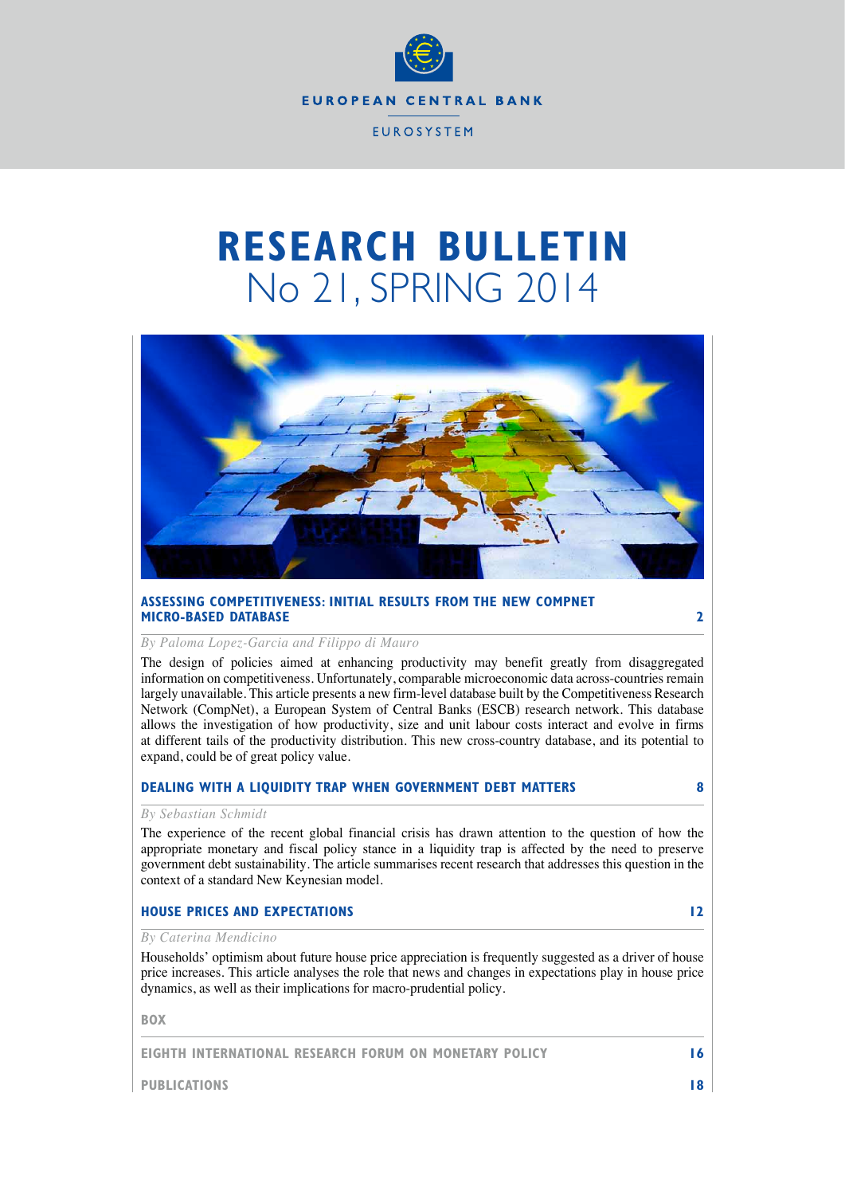EUROPEAN CENTRAL BANK

EUROSYSTEM

# RESEARCH BULLETIN
## No 21, SPRING 2014

### ASSESSING COMPETITIVENESS: INITIAL RESULTS FROM THE NEW COMPNET MICRO-BASED DATABASE — 2

*By Paloma Lopez-Garcia and Filippo di Mauro*

The design of policies aimed at enhancing productivity may benefit greatly from disaggregated information on competitiveness. Unfortunately, comparable microeconomic data across-countries remain largely unavailable. This article presents a new firm-level database built by the Competitiveness Research Network (CompNet), a European System of Central Banks (ESCB) research network. This database allows the investigation of how productivity, size and unit labour costs interact and evolve in firms at different tails of the productivity distribution. This new cross-country database, and its potential to expand, could be of great policy value.

### DEALING WITH A LIQUIDITY TRAP WHEN GOVERNMENT DEBT MATTERS — 8

*By Sebastian Schmidt*

The experience of the recent global financial crisis has drawn attention to the question of how the appropriate monetary and fiscal policy stance in a liquidity trap is affected by the need to preserve government debt sustainability. The article summarises recent research that addresses this question in the context of a standard New Keynesian model.

### HOUSE PRICES AND EXPECTATIONS — 12

*By Caterina Mendicino*

Households' optimism about future house price appreciation is frequently suggested as a driver of house price increases. This article analyses the role that news and changes in expectations play in house price dynamics, as well as their implications for macro-prudential policy.

### BOX

EIGHTH INTERNATIONAL RESEARCH FORUM ON MONETARY POLICY — 16

PUBLICATIONS — 18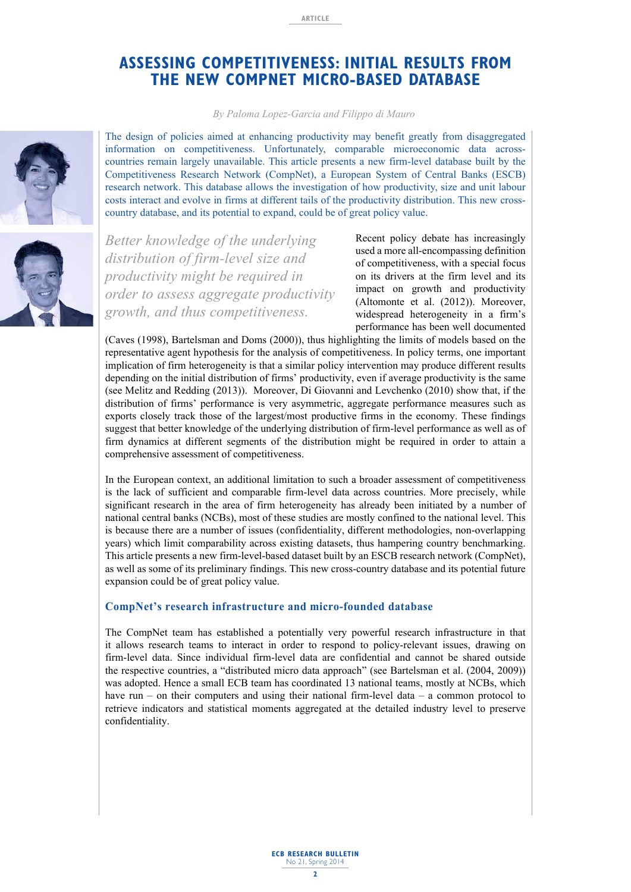ARTICLE

# ASSESSING COMPETITIVENESS: INITIAL RESULTS FROM THE NEW COMPNET MICRO-BASED DATABASE

*By Paloma Lopez-Garcia and Filippo di Mauro*

The design of policies aimed at enhancing productivity may benefit greatly from disaggregated information on competitiveness. Unfortunately, comparable microeconomic data across-countries remain largely unavailable. This article presents a new firm-level database built by the Competitiveness Research Network (CompNet), a European System of Central Banks (ESCB) research network. This database allows the investigation of how productivity, size and unit labour costs interact and evolve in firms at different tails of the productivity distribution. This new cross-country database, and its potential to expand, could be of great policy value.

*Better knowledge of the underlying distribution of firm-level size and productivity might be required in order to assess aggregate productivity growth, and thus competitiveness.*

Recent policy debate has increasingly used a more all-encompassing definition of competitiveness, with a special focus on its drivers at the firm level and its impact on growth and productivity (Altomonte et al. (2012)). Moreover, widespread heterogeneity in a firm's performance has been well documented (Caves (1998), Bartelsman and Doms (2000)), thus highlighting the limits of models based on the representative agent hypothesis for the analysis of competitiveness. In policy terms, one important implication of firm heterogeneity is that a similar policy intervention may produce different results depending on the initial distribution of firms' productivity, even if average productivity is the same (see Melitz and Redding (2013)). Moreover, Di Giovanni and Levchenko (2010) show that, if the distribution of firms' performance is very asymmetric, aggregate performance measures such as exports closely track those of the largest/most productive firms in the economy. These findings suggest that better knowledge of the underlying distribution of firm-level performance as well as of firm dynamics at different segments of the distribution might be required in order to attain a comprehensive assessment of competitiveness.

In the European context, an additional limitation to such a broader assessment of competitiveness is the lack of sufficient and comparable firm-level data across countries. More precisely, while significant research in the area of firm heterogeneity has already been initiated by a number of national central banks (NCBs), most of these studies are mostly confined to the national level. This is because there are a number of issues (confidentiality, different methodologies, non-overlapping years) which limit comparability across existing datasets, thus hampering country benchmarking. This article presents a new firm-level-based dataset built by an ESCB research network (CompNet), as well as some of its preliminary findings. This new cross-country database and its potential future expansion could be of great policy value.

### CompNet's research infrastructure and micro-founded database

The CompNet team has established a potentially very powerful research infrastructure in that it allows research teams to interact in order to respond to policy-relevant issues, drawing on firm-level data. Since individual firm-level data are confidential and cannot be shared outside the respective countries, a "distributed micro data approach" (see Bartelsman et al. (2004, 2009)) was adopted. Hence a small ECB team has coordinated 13 national teams, mostly at NCBs, which have run – on their computers and using their national firm-level data – a common protocol to retrieve indicators and statistical moments aggregated at the detailed industry level to preserve confidentiality.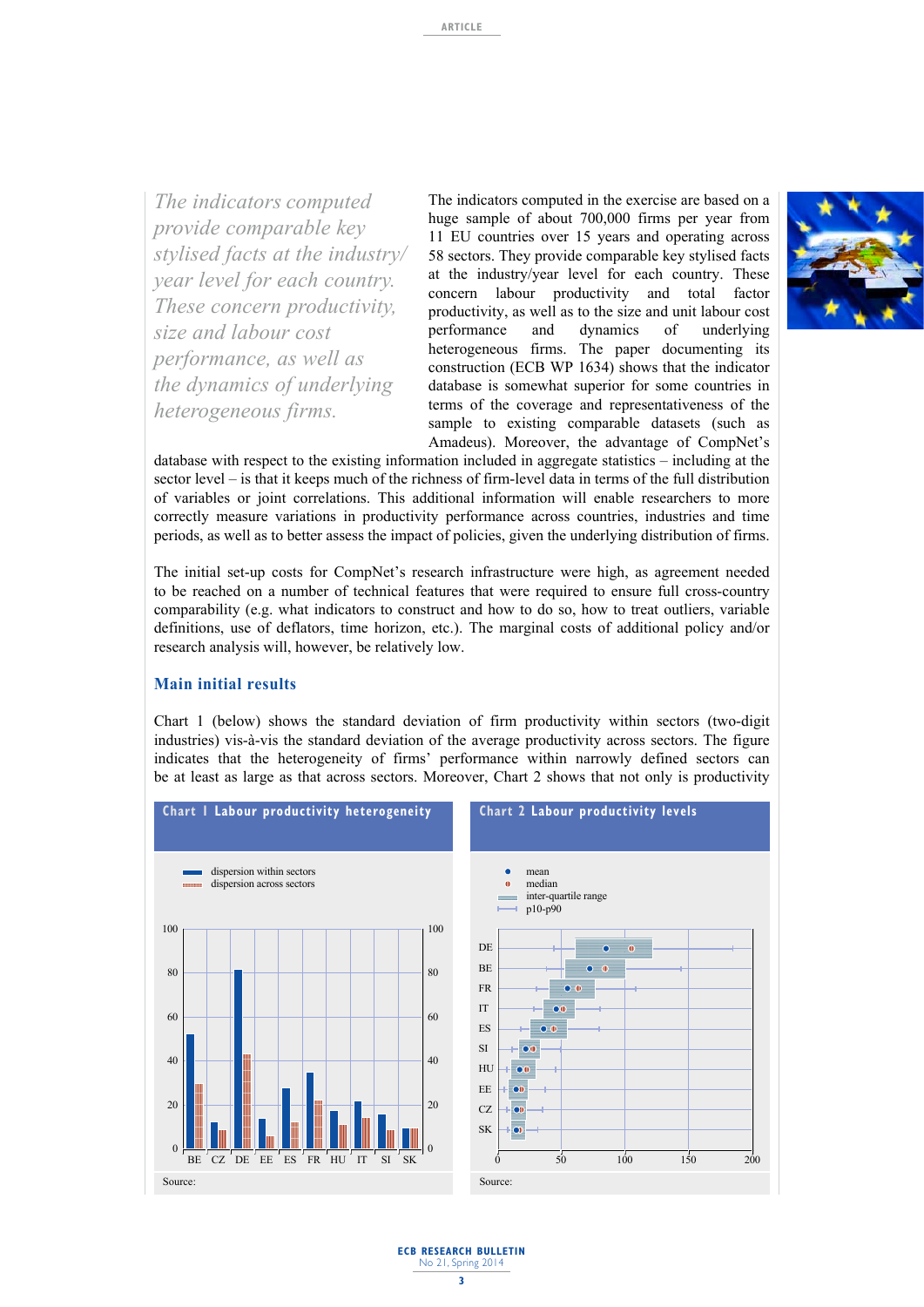*The indicators computed provide comparable key stylised facts at the industry/year level for each country. These concern productivity, size and labour cost performance, as well as the dynamics of underlying heterogeneous firms.*

The indicators computed in the exercise are based on a huge sample of about 700,000 firms per year from 11 EU countries over 15 years and operating across 58 sectors. They provide comparable key stylised facts at the industry/year level for each country. These concern labour productivity and total factor productivity, as well as to the size and unit labour cost performance and dynamics of underlying heterogeneous firms. The paper documenting its construction (ECB WP 1634) shows that the indicator database is somewhat superior for some countries in terms of the coverage and representativeness of the sample to existing comparable datasets (such as Amadeus). Moreover, the advantage of CompNet's database with respect to the existing information included in aggregate statistics – including at the sector level – is that it keeps much of the richness of firm-level data in terms of the full distribution of variables or joint correlations. This additional information will enable researchers to more correctly measure variations in productivity performance across countries, industries and time periods, as well as to better assess the impact of policies, given the underlying distribution of firms.

The initial set-up costs for CompNet's research infrastructure were high, as agreement needed to be reached on a number of technical features that were required to ensure full cross-country comparability (e.g. what indicators to construct and how to do so, how to treat outliers, variable definitions, use of deflators, time horizon, etc.). The marginal costs of additional policy and/or research analysis will, however, be relatively low.

## Main initial results

Chart 1 (below) shows the standard deviation of firm productivity within sectors (two-digit industries) vis-à-vis the standard deviation of the average productivity across sectors. The figure indicates that the heterogeneity of firms' performance within narrowly defined sectors can be at least as large as that across sectors. Moreover, Chart 2 shows that not only is productivity

**Chart 1 Labour productivity heterogeneity**

dispersion within sectors
dispersion across sectors

100
80
60
40
20
0

BE CZ DE EE ES FR HU IT SI SK

Source:

**Chart 2 Labour productivity levels**

mean
median
inter-quartile range
p10-p90

DE
BE
FR
IT
ES
SI
HU
EE
CZ
SK

0 50 100 150 200

Source: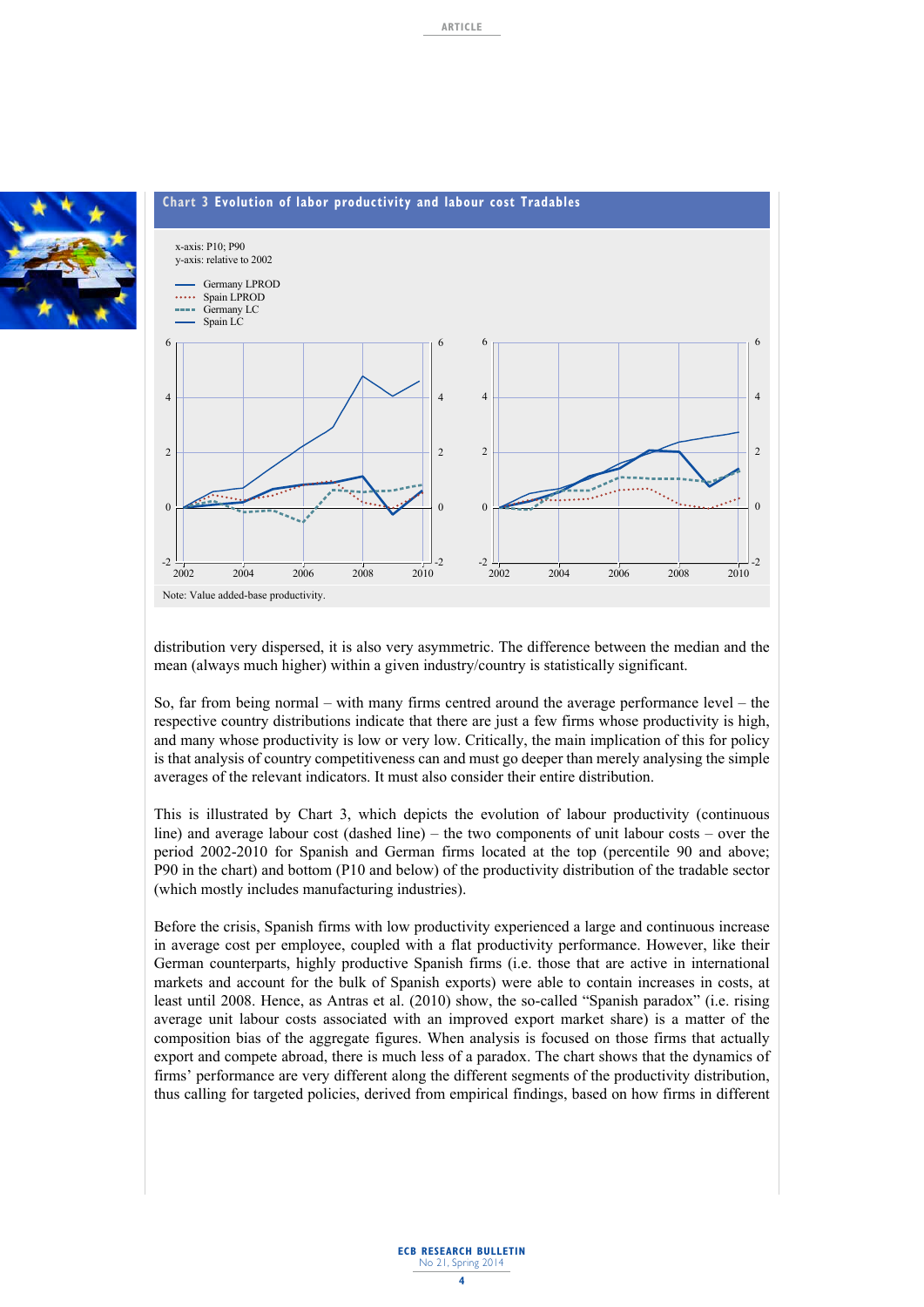**Chart 3 Evolution of labor productivity and labour cost Tradables**

x-axis: P10; P90
y-axis: relative to 2002

Germany LPROD
Spain LPROD
Germany LC
Spain LC

6 4 2 0 -2
2002 2004 2006 2008 2010

Note: Value added-base productivity.

distribution very dispersed, it is also very asymmetric. The difference between the median and the mean (always much higher) within a given industry/country is statistically significant.

So, far from being normal – with many firms centred around the average performance level – the respective country distributions indicate that there are just a few firms whose productivity is high, and many whose productivity is low or very low. Critically, the main implication of this for policy is that analysis of country competitiveness can and must go deeper than merely analysing the simple averages of the relevant indicators. It must also consider their entire distribution.

This is illustrated by Chart 3, which depicts the evolution of labour productivity (continuous line) and average labour cost (dashed line) – the two components of unit labour costs – over the period 2002-2010 for Spanish and German firms located at the top (percentile 90 and above; P90 in the chart) and bottom (P10 and below) of the productivity distribution of the tradable sector (which mostly includes manufacturing industries).

Before the crisis, Spanish firms with low productivity experienced a large and continuous increase in average cost per employee, coupled with a flat productivity performance. However, like their German counterparts, highly productive Spanish firms (i.e. those that are active in international markets and account for the bulk of Spanish exports) were able to contain increases in costs, at least until 2008. Hence, as Antras et al. (2010) show, the so-called "Spanish paradox" (i.e. rising average unit labour costs associated with an improved export market share) is a matter of the composition bias of the aggregate figures. When analysis is focused on those firms that actually export and compete abroad, there is much less of a paradox. The chart shows that the dynamics of firms' performance are very different along the different segments of the productivity distribution, thus calling for targeted policies, derived from empirical findings, based on how firms in different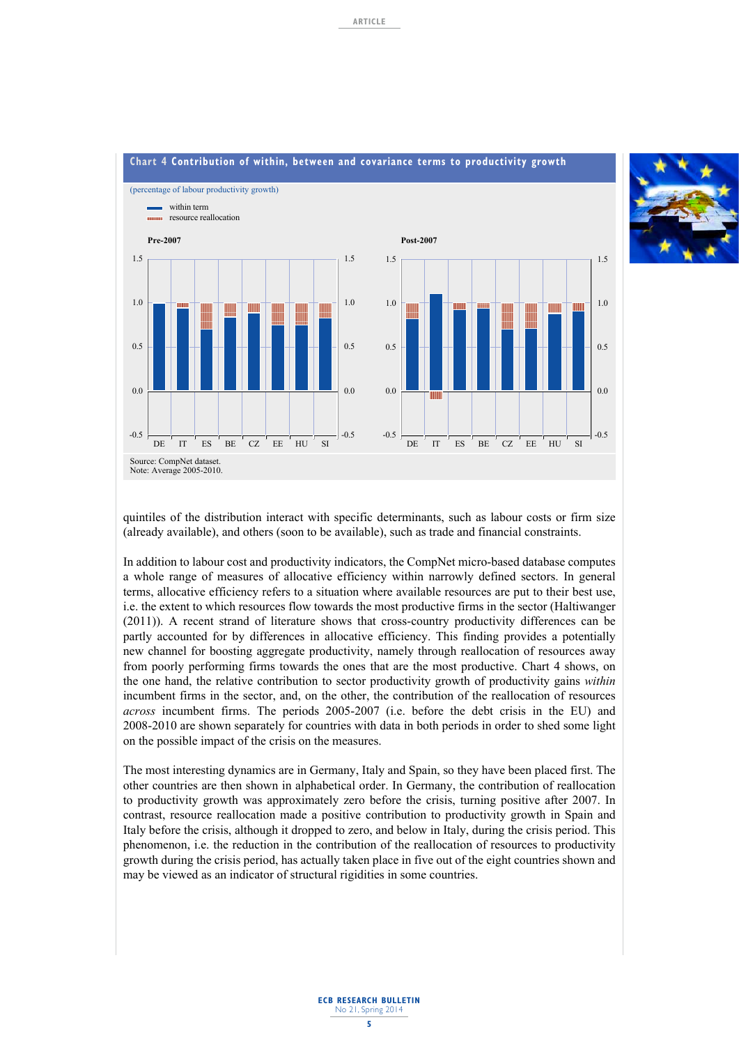**Chart 4 Contribution of within, between and covariance terms to productivity growth**

(percentage of labour productivity growth)

within term
resource reallocation

Pre-2007

1.5
1.0
0.5
0.0
-0.5

DE IT ES BE CZ EE HU SI

Post-2007

1.5
1.0
0.5
0.0
-0.5

DE IT ES BE CZ EE HU SI

Source: CompNet dataset.
Note: Average 2005-2010.

quintiles of the distribution interact with specific determinants, such as labour costs or firm size (already available), and others (soon to be available), such as trade and financial constraints.

In addition to labour cost and productivity indicators, the CompNet micro-based database computes a whole range of measures of allocative efficiency within narrowly defined sectors. In general terms, allocative efficiency refers to a situation where available resources are put to their best use, i.e. the extent to which resources flow towards the most productive firms in the sector (Haltiwanger (2011)). A recent strand of literature shows that cross-country productivity differences can be partly accounted for by differences in allocative efficiency. This finding provides a potentially new channel for boosting aggregate productivity, namely through reallocation of resources away from poorly performing firms towards the ones that are the most productive. Chart 4 shows, on the one hand, the relative contribution to sector productivity growth of productivity gains *within* incumbent firms in the sector, and, on the other, the contribution of the reallocation of resources *across* incumbent firms. The periods 2005-2007 (i.e. before the debt crisis in the EU) and 2008-2010 are shown separately for countries with data in both periods in order to shed some light on the possible impact of the crisis on the measures.

The most interesting dynamics are in Germany, Italy and Spain, so they have been placed first. The other countries are then shown in alphabetical order. In Germany, the contribution of reallocation to productivity growth was approximately zero before the crisis, turning positive after 2007. In contrast, resource reallocation made a positive contribution to productivity growth in Spain and Italy before the crisis, although it dropped to zero, and below in Italy, during the crisis period. This phenomenon, i.e. the reduction in the contribution of the reallocation of resources to productivity growth during the crisis period, has actually taken place in five out of the eight countries shown and may be viewed as an indicator of structural rigidities in some countries.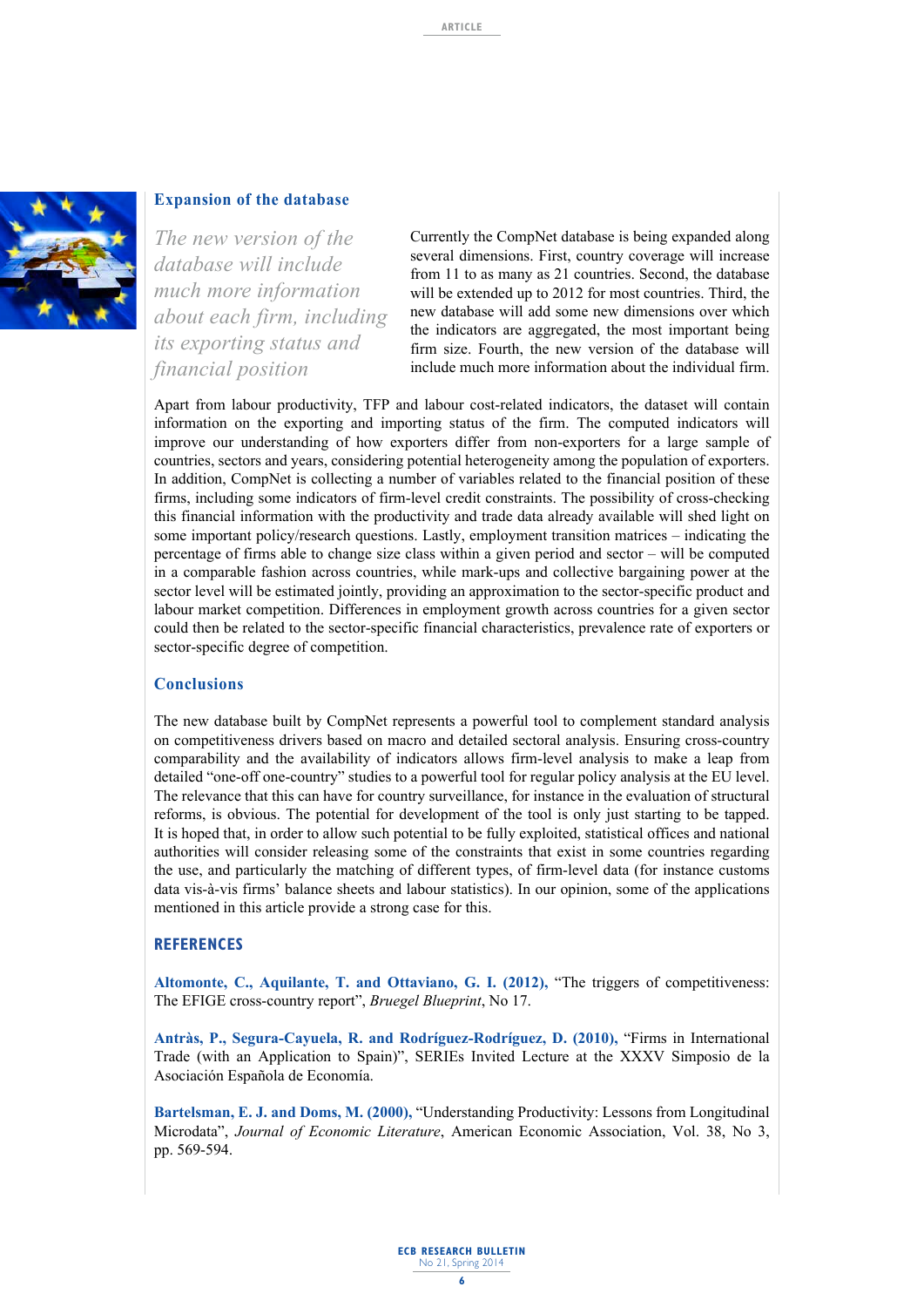## Expansion of the database

*The new version of the database will include much more information about each firm, including its exporting status and financial position*

Currently the CompNet database is being expanded along several dimensions. First, country coverage will increase from 11 to as many as 21 countries. Second, the database will be extended up to 2012 for most countries. Third, the new database will add some new dimensions over which the indicators are aggregated, the most important being firm size. Fourth, the new version of the database will include much more information about the individual firm.

Apart from labour productivity, TFP and labour cost-related indicators, the dataset will contain information on the exporting and importing status of the firm. The computed indicators will improve our understanding of how exporters differ from non-exporters for a large sample of countries, sectors and years, considering potential heterogeneity among the population of exporters. In addition, CompNet is collecting a number of variables related to the financial position of these firms, including some indicators of firm-level credit constraints. The possibility of cross-checking this financial information with the productivity and trade data already available will shed light on some important policy/research questions. Lastly, employment transition matrices – indicating the percentage of firms able to change size class within a given period and sector – will be computed in a comparable fashion across countries, while mark-ups and collective bargaining power at the sector level will be estimated jointly, providing an approximation to the sector-specific product and labour market competition. Differences in employment growth across countries for a given sector could then be related to the sector-specific financial characteristics, prevalence rate of exporters or sector-specific degree of competition.

## Conclusions

The new database built by CompNet represents a powerful tool to complement standard analysis on competitiveness drivers based on macro and detailed sectoral analysis. Ensuring cross-country comparability and the availability of indicators allows firm-level analysis to make a leap from detailed "one-off one-country" studies to a powerful tool for regular policy analysis at the EU level. The relevance that this can have for country surveillance, for instance in the evaluation of structural reforms, is obvious. The potential for development of the tool is only just starting to be tapped. It is hoped that, in order to allow such potential to be fully exploited, statistical offices and national authorities will consider releasing some of the constraints that exist in some countries regarding the use, and particularly the matching of different types, of firm-level data (for instance customs data vis-à-vis firms' balance sheets and labour statistics). In our opinion, some of the applications mentioned in this article provide a strong case for this.

## REFERENCES

**Altomonte, C., Aquilante, T. and Ottaviano, G. I. (2012),** "The triggers of competitiveness: The EFIGE cross-country report", *Bruegel Blueprint*, No 17.

**Antràs, P., Segura-Cayuela, R. and Rodríguez-Rodríguez, D. (2010),** "Firms in International Trade (with an Application to Spain)", SERIEs Invited Lecture at the XXXV Simposio de la Asociación Española de Economía.

**Bartelsman, E. J. and Doms, M. (2000),** "Understanding Productivity: Lessons from Longitudinal Microdata", *Journal of Economic Literature*, American Economic Association, Vol. 38, No 3, pp. 569-594.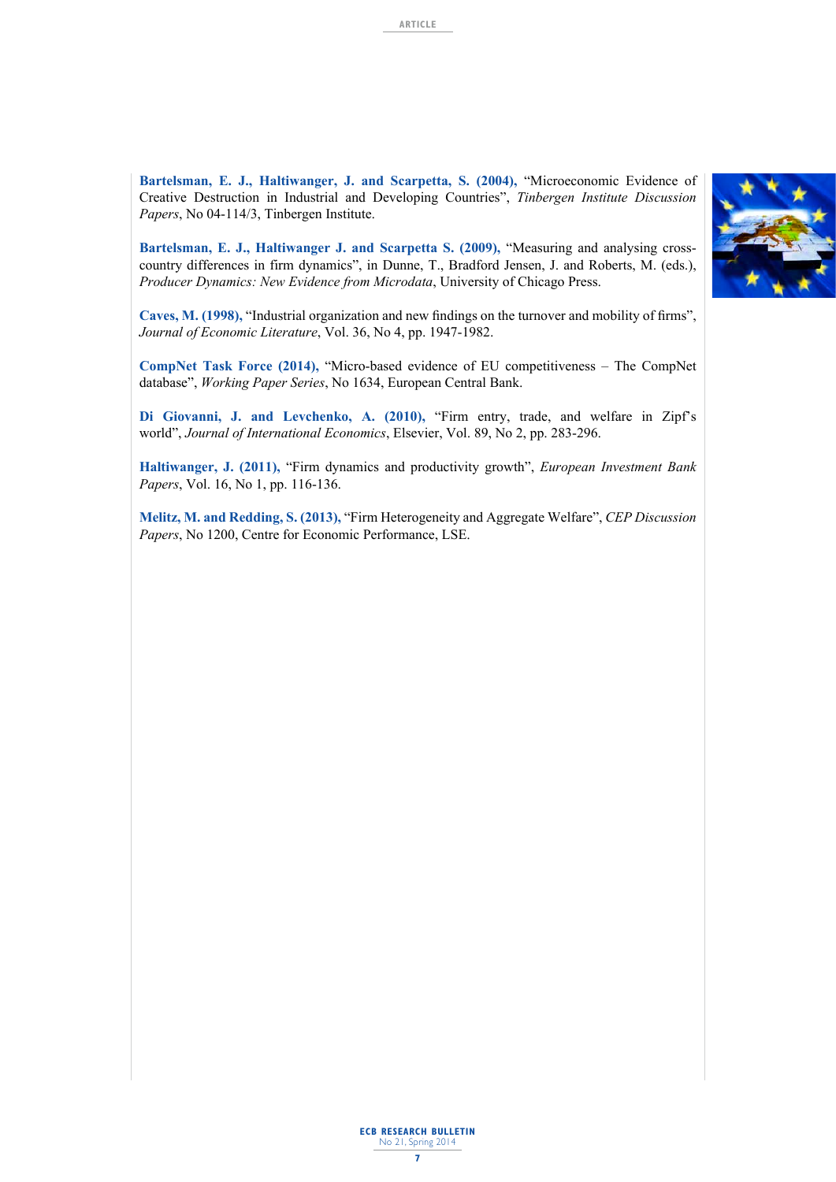**Bartelsman, E. J., Haltiwanger, J. and Scarpetta, S. (2004),** “Microeconomic Evidence of Creative Destruction in Industrial and Developing Countries”, *Tinbergen Institute Discussion Papers*, No 04-114/3, Tinbergen Institute.

**Bartelsman, E. J., Haltiwanger J. and Scarpetta S. (2009),** “Measuring and analysing cross-country differences in firm dynamics”, in Dunne, T., Bradford Jensen, J. and Roberts, M. (eds.), *Producer Dynamics: New Evidence from Microdata*, University of Chicago Press.

**Caves, M. (1998),** “Industrial organization and new findings on the turnover and mobility of firms”, *Journal of Economic Literature*, Vol. 36, No 4, pp. 1947-1982.

**CompNet Task Force (2014),** “Micro-based evidence of EU competitiveness – The CompNet database”, *Working Paper Series*, No 1634, European Central Bank.

**Di Giovanni, J. and Levchenko, A. (2010),** “Firm entry, trade, and welfare in Zipf’s world”, *Journal of International Economics*, Elsevier, Vol. 89, No 2, pp. 283-296.

**Haltiwanger, J. (2011),** “Firm dynamics and productivity growth”, *European Investment Bank Papers*, Vol. 16, No 1, pp. 116-136.

**Melitz, M. and Redding, S. (2013),** “Firm Heterogeneity and Aggregate Welfare”, *CEP Discussion Papers*, No 1200, Centre for Economic Performance, LSE.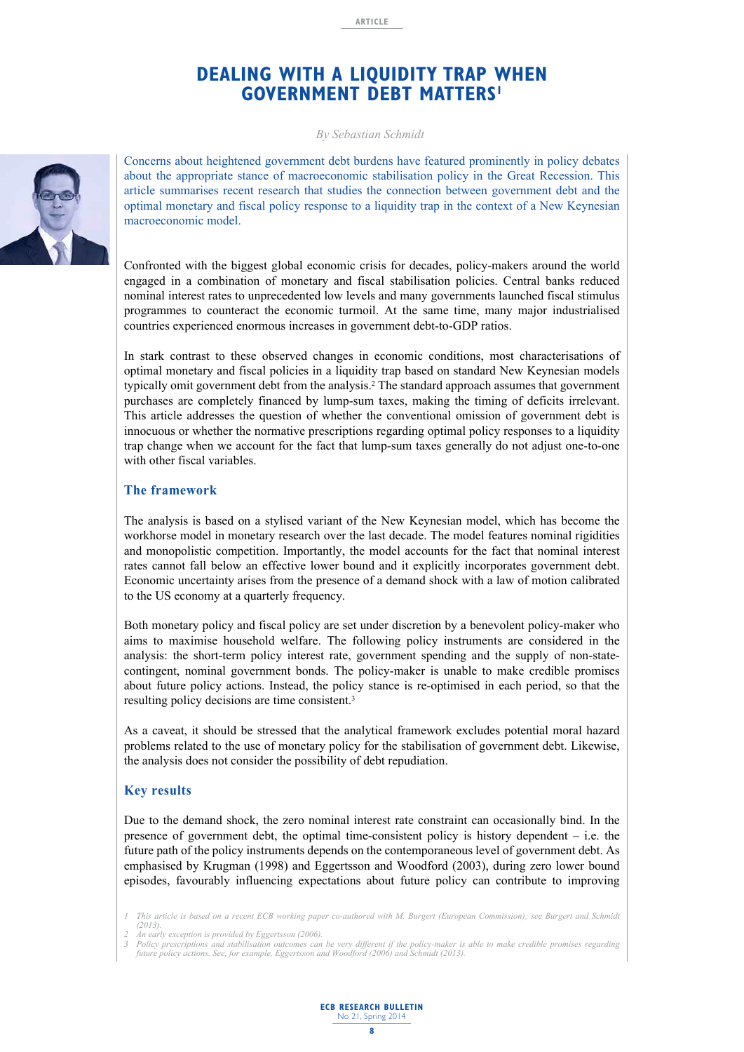# DEALING WITH A LIQUIDITY TRAP WHEN GOVERNMENT DEBT MATTERS[1]

*By Sebastian Schmidt*

Concerns about heightened government debt burdens have featured prominently in policy debates about the appropriate stance of macroeconomic stabilisation policy in the Great Recession. This article summarises recent research that studies the connection between government debt and the optimal monetary and fiscal policy response to a liquidity trap in the context of a New Keynesian macroeconomic model.

Confronted with the biggest global economic crisis for decades, policy-makers around the world engaged in a combination of monetary and fiscal stabilisation policies. Central banks reduced nominal interest rates to unprecedented low levels and many governments launched fiscal stimulus programmes to counteract the economic turmoil. At the same time, many major industrialised countries experienced enormous increases in government debt-to-GDP ratios.

In stark contrast to these observed changes in economic conditions, most characterisations of optimal monetary and fiscal policies in a liquidity trap based on standard New Keynesian models typically omit government debt from the analysis.[2] The standard approach assumes that government purchases are completely financed by lump-sum taxes, making the timing of deficits irrelevant. This article addresses the question of whether the conventional omission of government debt is innocuous or whether the normative prescriptions regarding optimal policy responses to a liquidity trap change when we account for the fact that lump-sum taxes generally do not adjust one-to-one with other fiscal variables.

## The framework

The analysis is based on a stylised variant of the New Keynesian model, which has become the workhorse model in monetary research over the last decade. The model features nominal rigidities and monopolistic competition. Importantly, the model accounts for the fact that nominal interest rates cannot fall below an effective lower bound and it explicitly incorporates government debt. Economic uncertainty arises from the presence of a demand shock with a law of motion calibrated to the US economy at a quarterly frequency.

Both monetary policy and fiscal policy are set under discretion by a benevolent policy-maker who aims to maximise household welfare. The following policy instruments are considered in the analysis: the short-term policy interest rate, government spending and the supply of non-state-contingent, nominal government bonds. The policy-maker is unable to make credible promises about future policy actions. Instead, the policy stance is re-optimised in each period, so that the resulting policy decisions are time consistent.[3]

As a caveat, it should be stressed that the analytical framework excludes potential moral hazard problems related to the use of monetary policy for the stabilisation of government debt. Likewise, the analysis does not consider the possibility of debt repudiation.

## Key results

Due to the demand shock, the zero nominal interest rate constraint can occasionally bind. In the presence of government debt, the optimal time-consistent policy is history dependent – i.e. the future path of the policy instruments depends on the contemporaneous level of government debt. As emphasised by Krugman (1998) and Eggertsson and Woodford (2003), during zero lower bound episodes, favourably influencing expectations about future policy can contribute to improving

---

1 *This article is based on a recent ECB working paper co-authored with M. Burgert (European Commission); see Burgert and Schmidt (2013).*

2 *An early exception is provided by Eggertsson (2006).*

3 *Policy prescriptions and stabilisation outcomes can be very different if the policy-maker is able to make credible promises regarding future policy actions. See, for example, Eggertsson and Woodford (2006) and Schmidt (2013).*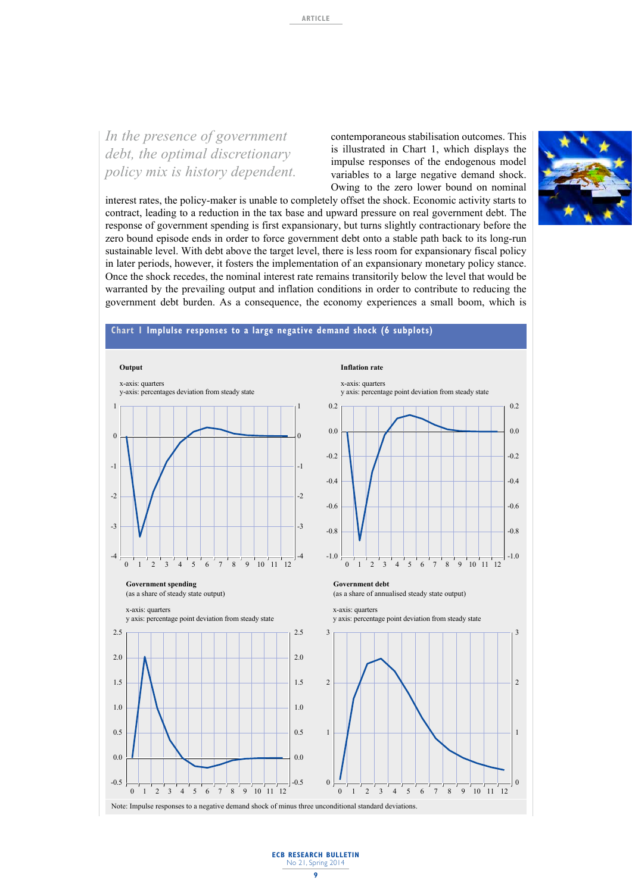*In the presence of government debt, the optimal discretionary policy mix is history dependent.*

contemporaneous stabilisation outcomes. This is illustrated in Chart 1, which displays the impulse responses of the endogenous model variables to a large negative demand shock. Owing to the zero lower bound on nominal interest rates, the policy-maker is unable to completely offset the shock. Economic activity starts to contract, leading to a reduction in the tax base and upward pressure on real government debt. The response of government spending is first expansionary, but turns slightly contractionary before the zero bound episode ends in order to force government debt onto a stable path back to its long-run sustainable level. With debt above the target level, there is less room for expansionary fiscal policy in later periods, however, it fosters the implementation of an expansionary monetary policy stance. Once the shock recedes, the nominal interest rate remains transitorily below the level that would be warranted by the prevailing output and inflation conditions in order to contribute to reducing the government debt burden. As a consequence, the economy experiences a small boom, which is

**Chart 1 Implulse responses to a large negative demand shock (6 subplots)**

**Output**

x-axis: quarters
y-axis: percentages deviation from steady state

1, 0, -1, -2, -3, -4
0 1 2 3 4 5 6 7 8 9 10 11 12

**Inflation rate**

x-axis: quarters
y axis: percentage point deviation from steady state

0.2, 0.0, -0.2, -0.4, -0.6, -0.8, -1.0
0 1 2 3 4 5 6 7 8 9 10 11 12

**Government spending**
(as a share of steady state output)

x-axis: quarters
y axis: percentage point deviation from steady state

2.5, 2.0, 1.5, 1.0, 0.5, 0.0, -0.5
0 1 2 3 4 5 6 7 8 9 10 11 12

**Government debt**
(as a share of annualised steady state output)

x-axis: quarters
y axis: percentage point deviation from steady state

3, 2, 1, 0
0 1 2 3 4 5 6 7 8 9 10 11 12

Note: Impulse responses to a negative demand shock of minus three unconditional standard deviations.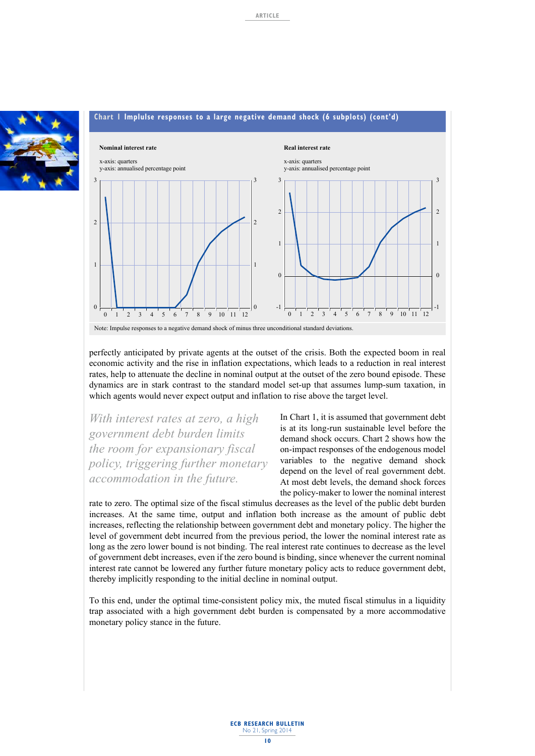**Chart 1 Implulse responses to a large negative demand shock (6 subplots) (cont'd)**

Nominal interest rate

x-axis: quarters
y-axis: annualised percentage point

3
2
1
0
0 1 2 3 4 5 6 7 8 9 10 11 12

Real interest rate

x-axis: quarters
y-axis: annualised percentage point

3
2
1
0
-1
0 1 2 3 4 5 6 7 8 9 10 11 12

Note: Impulse responses to a negative demand shock of minus three unconditional standard deviations.

perfectly anticipated by private agents at the outset of the crisis. Both the expected boom in real economic activity and the rise in inflation expectations, which leads to a reduction in real interest rates, help to attenuate the decline in nominal output at the outset of the zero bound episode. These dynamics are in stark contrast to the standard model set-up that assumes lump-sum taxation, in which agents would never expect output and inflation to rise above the target level.

*With interest rates at zero, a high government debt burden limits the room for expansionary fiscal policy, triggering further monetary accommodation in the future.*

In Chart 1, it is assumed that government debt is at its long-run sustainable level before the demand shock occurs. Chart 2 shows how the on-impact responses of the endogenous model variables to the negative demand shock depend on the level of real government debt. At most debt levels, the demand shock forces the policy-maker to lower the nominal interest rate to zero. The optimal size of the fiscal stimulus decreases as the level of the public debt burden increases. At the same time, output and inflation both increase as the amount of public debt increases, reflecting the relationship between government debt and monetary policy. The higher the level of government debt incurred from the previous period, the lower the nominal interest rate as long as the zero lower bound is not binding. The real interest rate continues to decrease as the level of government debt increases, even if the zero bound is binding, since whenever the current nominal interest rate cannot be lowered any further future monetary policy acts to reduce government debt, thereby implicitly responding to the initial decline in nominal output.

To this end, under the optimal time-consistent policy mix, the muted fiscal stimulus in a liquidity trap associated with a high government debt burden is compensated by a more accommodative monetary policy stance in the future.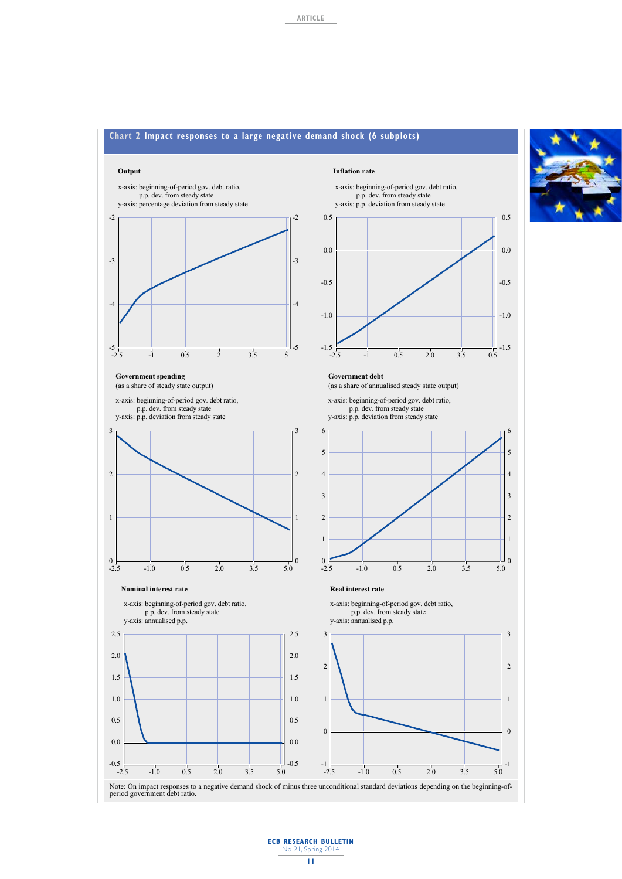**Chart 2 Impact responses to a large negative demand shock (6 subplots)**

**Output**

x-axis: beginning-of-period gov. debt ratio, p.p. dev. from steady state
y-axis: percentage deviation from steady state

-2 -3 -4 -5
-2.5 -1 0.5 2 3.5 5

**Inflation rate**

x-axis: beginning-of-period gov. debt ratio, p.p. dev. from steady state
y-axis: p.p. deviation from steady state

0.5 0.0 -0.5 -1.0 -1.5
-2.5 -1 0.5 2.0 3.5 0.5

**Government spending**
(as a share of steady state output)

x-axis: beginning-of-period gov. debt ratio, p.p. dev. from steady state
y-axis: p.p. deviation from steady state

3 2 1 0
-2.5 -1.0 0.5 2.0 3.5 5.0

**Government debt**
(as a share of annualised steady state output)

x-axis: beginning-of-period gov. debt ratio, p.p. dev. from steady state
y-axis: p.p. deviation from steady state

6 5 4 3 2 1 0
-2.5 -1.0 0.5 2.0 3.5 5.0

**Nominal interest rate**

x-axis: beginning-of-period gov. debt ratio, p.p. dev. from steady state
y-axis: annualised p.p.

2.5 2.0 1.5 1.0 0.5 0.0 -0.5
-2.5 -1.0 0.5 2.0 3.5 5.0

**Real interest rate**

x-axis: beginning-of-period gov. debt ratio, p.p. dev. from steady state
y-axis: annualised p.p.

3 2 1 0 -1
-2.5 -1.0 0.5 2.0 3.5 5.0

Note: On impact responses to a negative demand shock of minus three unconditional standard deviations depending on the beginning-of-period government debt ratio.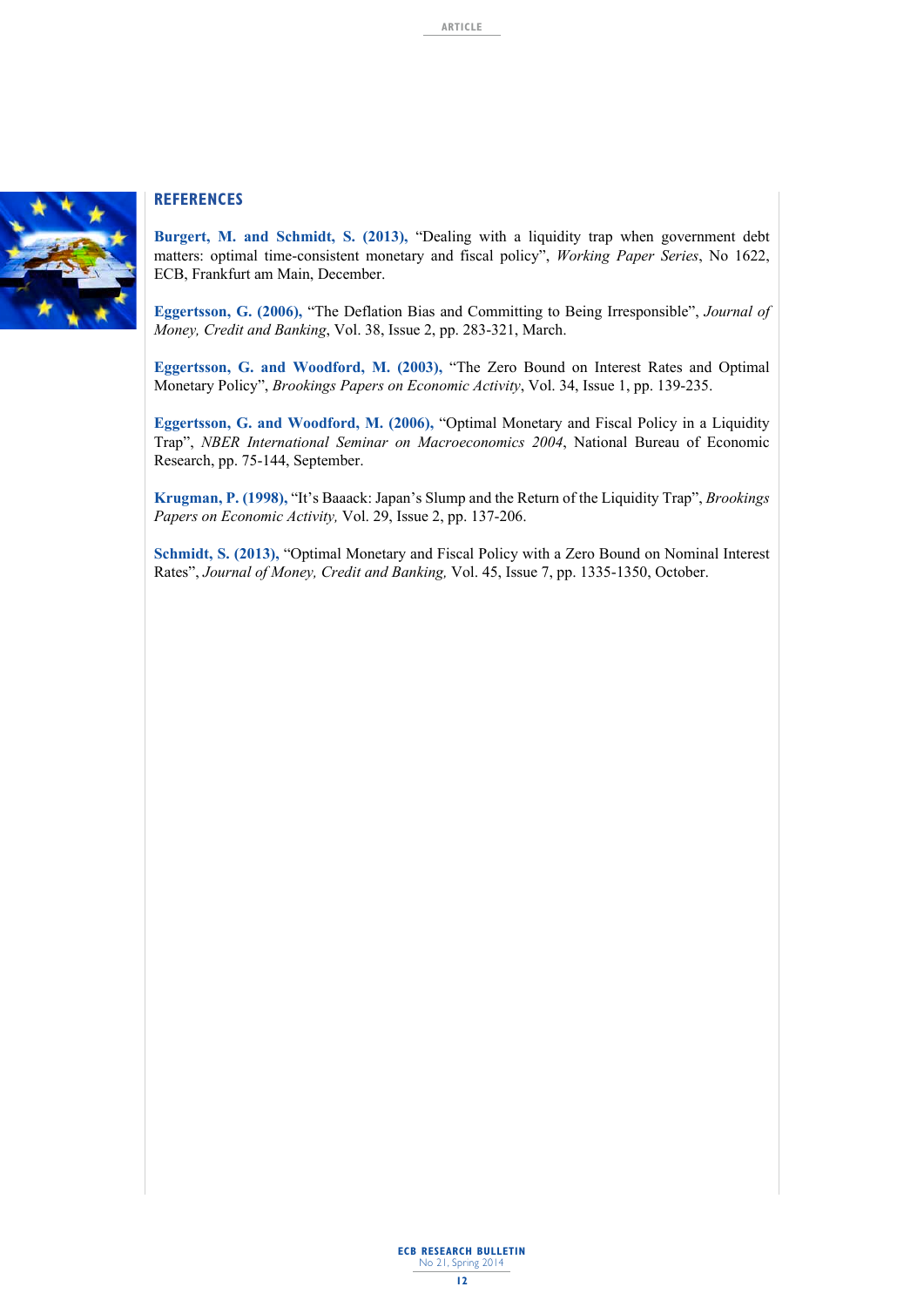## REFERENCES

**Burgert, M. and Schmidt, S. (2013),** "Dealing with a liquidity trap when government debt matters: optimal time-consistent monetary and fiscal policy", *Working Paper Series*, No 1622, ECB, Frankfurt am Main, December.

**Eggertsson, G. (2006),** "The Deflation Bias and Committing to Being Irresponsible", *Journal of Money, Credit and Banking*, Vol. 38, Issue 2, pp. 283-321, March.

**Eggertsson, G. and Woodford, M. (2003),** "The Zero Bound on Interest Rates and Optimal Monetary Policy", *Brookings Papers on Economic Activity*, Vol. 34, Issue 1, pp. 139-235.

**Eggertsson, G. and Woodford, M. (2006),** "Optimal Monetary and Fiscal Policy in a Liquidity Trap", *NBER International Seminar on Macroeconomics 2004*, National Bureau of Economic Research, pp. 75-144, September.

**Krugman, P. (1998),** "It's Baaack: Japan's Slump and the Return of the Liquidity Trap", *Brookings Papers on Economic Activity,* Vol. 29, Issue 2, pp. 137-206.

**Schmidt, S. (2013),** "Optimal Monetary and Fiscal Policy with a Zero Bound on Nominal Interest Rates", *Journal of Money, Credit and Banking,* Vol. 45, Issue 7, pp. 1335-1350, October.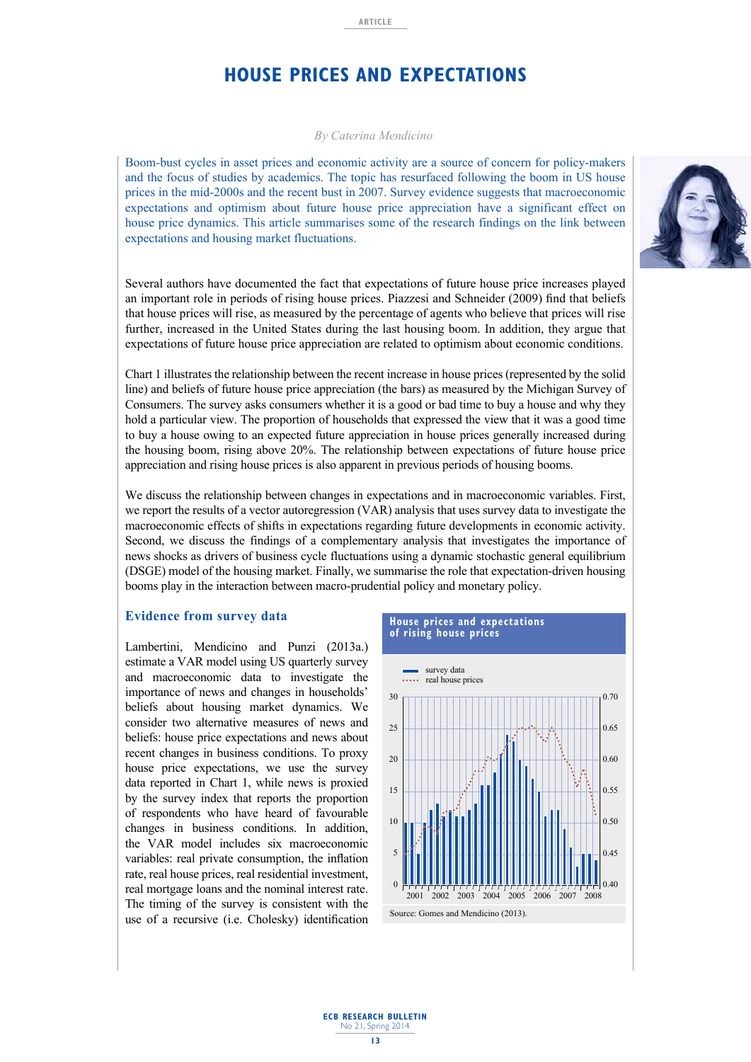ARTICLE

# HOUSE PRICES AND EXPECTATIONS

*By Caterina Mendicino*

Boom-bust cycles in asset prices and economic activity are a source of concern for policy-makers and the focus of studies by academics. The topic has resurfaced following the boom in US house prices in the mid-2000s and the recent bust in 2007. Survey evidence suggests that macroeconomic expectations and optimism about future house price appreciation have a significant effect on house price dynamics. This article summarises some of the research findings on the link between expectations and housing market fluctuations.

Several authors have documented the fact that expectations of future house price increases played an important role in periods of rising house prices. Piazzesi and Schneider (2009) find that beliefs that house prices will rise, as measured by the percentage of agents who believe that prices will rise further, increased in the United States during the last housing boom. In addition, they argue that expectations of future house price appreciation are related to optimism about economic conditions.

Chart 1 illustrates the relationship between the recent increase in house prices (represented by the solid line) and beliefs of future house price appreciation (the bars) as measured by the Michigan Survey of Consumers. The survey asks consumers whether it is a good or bad time to buy a house and why they hold a particular view. The proportion of households that expressed the view that it was a good time to buy a house owing to an expected future appreciation in house prices generally increased during the housing boom, rising above 20%. The relationship between expectations of future house price appreciation and rising house prices is also apparent in previous periods of housing booms.

We discuss the relationship between changes in expectations and in macroeconomic variables. First, we report the results of a vector autoregression (VAR) analysis that uses survey data to investigate the macroeconomic effects of shifts in expectations regarding future developments in economic activity. Second, we discuss the findings of a complementary analysis that investigates the importance of news shocks as drivers of business cycle fluctuations using a dynamic stochastic general equilibrium (DSGE) model of the housing market. Finally, we summarise the role that expectation-driven housing booms play in the interaction between macro-prudential policy and monetary policy.

## Evidence from survey data

Lambertini, Mendicino and Punzi (2013a.) estimate a VAR model using US quarterly survey and macroeconomic data to investigate the importance of news and changes in households' beliefs about housing market dynamics. We consider two alternative measures of news and beliefs: house price expectations and news about recent changes in business conditions. To proxy house price expectations, we use the survey data reported in Chart 1, while news is proxied by the survey index that reports the proportion of respondents who have heard of favourable changes in business conditions. In addition, the VAR model includes six macroeconomic variables: real private consumption, the inflation rate, real house prices, real residential investment, real mortgage loans and the nominal interest rate. The timing of the survey is consistent with the use of a recursive (i.e. Cholesky) identification

**House prices and expectations of rising house prices**

survey data
real house prices

30
25
20
15
10
5
0

0.70
0.65
0.60
0.55
0.50
0.45
0.40

2001 2002 2003 2004 2005 2006 2007 2008

Source: Gomes and Mendicino (2013).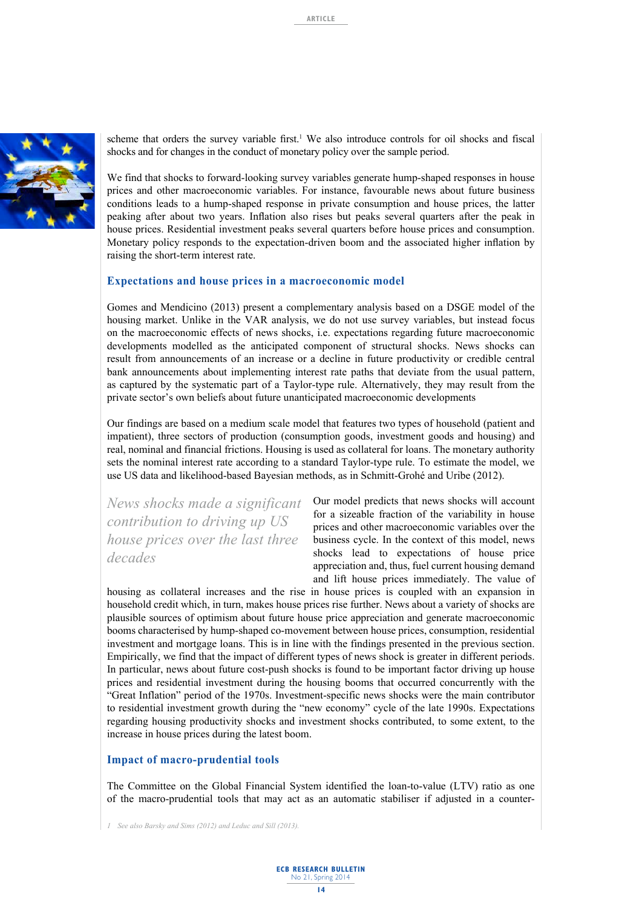scheme that orders the survey variable first.[1] We also introduce controls for oil shocks and fiscal shocks and for changes in the conduct of monetary policy over the sample period.

We find that shocks to forward-looking survey variables generate hump-shaped responses in house prices and other macroeconomic variables. For instance, favourable news about future business conditions leads to a hump-shaped response in private consumption and house prices, the latter peaking after about two years. Inflation also rises but peaks several quarters after the peak in house prices. Residential investment peaks several quarters before house prices and consumption. Monetary policy responds to the expectation-driven boom and the associated higher inflation by raising the short-term interest rate.

## Expectations and house prices in a macroeconomic model

Gomes and Mendicino (2013) present a complementary analysis based on a DSGE model of the housing market. Unlike in the VAR analysis, we do not use survey variables, but instead focus on the macroeconomic effects of news shocks, i.e. expectations regarding future macroeconomic developments modelled as the anticipated component of structural shocks. News shocks can result from announcements of an increase or a decline in future productivity or credible central bank announcements about implementing interest rate paths that deviate from the usual pattern, as captured by the systematic part of a Taylor-type rule. Alternatively, they may result from the private sector's own beliefs about future unanticipated macroeconomic developments

Our findings are based on a medium scale model that features two types of household (patient and impatient), three sectors of production (consumption goods, investment goods and housing) and real, nominal and financial frictions. Housing is used as collateral for loans. The monetary authority sets the nominal interest rate according to a standard Taylor-type rule. To estimate the model, we use US data and likelihood-based Bayesian methods, as in Schmitt-Grohé and Uribe (2012).

*News shocks made a significant contribution to driving up US house prices over the last three decades*

Our model predicts that news shocks will account for a sizeable fraction of the variability in house prices and other macroeconomic variables over the business cycle. In the context of this model, news shocks lead to expectations of house price appreciation and, thus, fuel current housing demand and lift house prices immediately. The value of housing as collateral increases and the rise in house prices is coupled with an expansion in household credit which, in turn, makes house prices rise further. News about a variety of shocks are plausible sources of optimism about future house price appreciation and generate macroeconomic booms characterised by hump-shaped co-movement between house prices, consumption, residential investment and mortgage loans. This is in line with the findings presented in the previous section. Empirically, we find that the impact of different types of news shock is greater in different periods. In particular, news about future cost-push shocks is found to be important factor driving up house prices and residential investment during the housing booms that occurred concurrently with the "Great Inflation" period of the 1970s. Investment-specific news shocks were the main contributor to residential investment growth during the "new economy" cycle of the late 1990s. Expectations regarding housing productivity shocks and investment shocks contributed, to some extent, to the increase in house prices during the latest boom.

## Impact of macro-prudential tools

The Committee on the Global Financial System identified the loan-to-value (LTV) ratio as one of the macro-prudential tools that may act as an automatic stabiliser if adjusted in a counter-

[1] See also Barsky and Sims (2012) and Leduc and Sill (2013).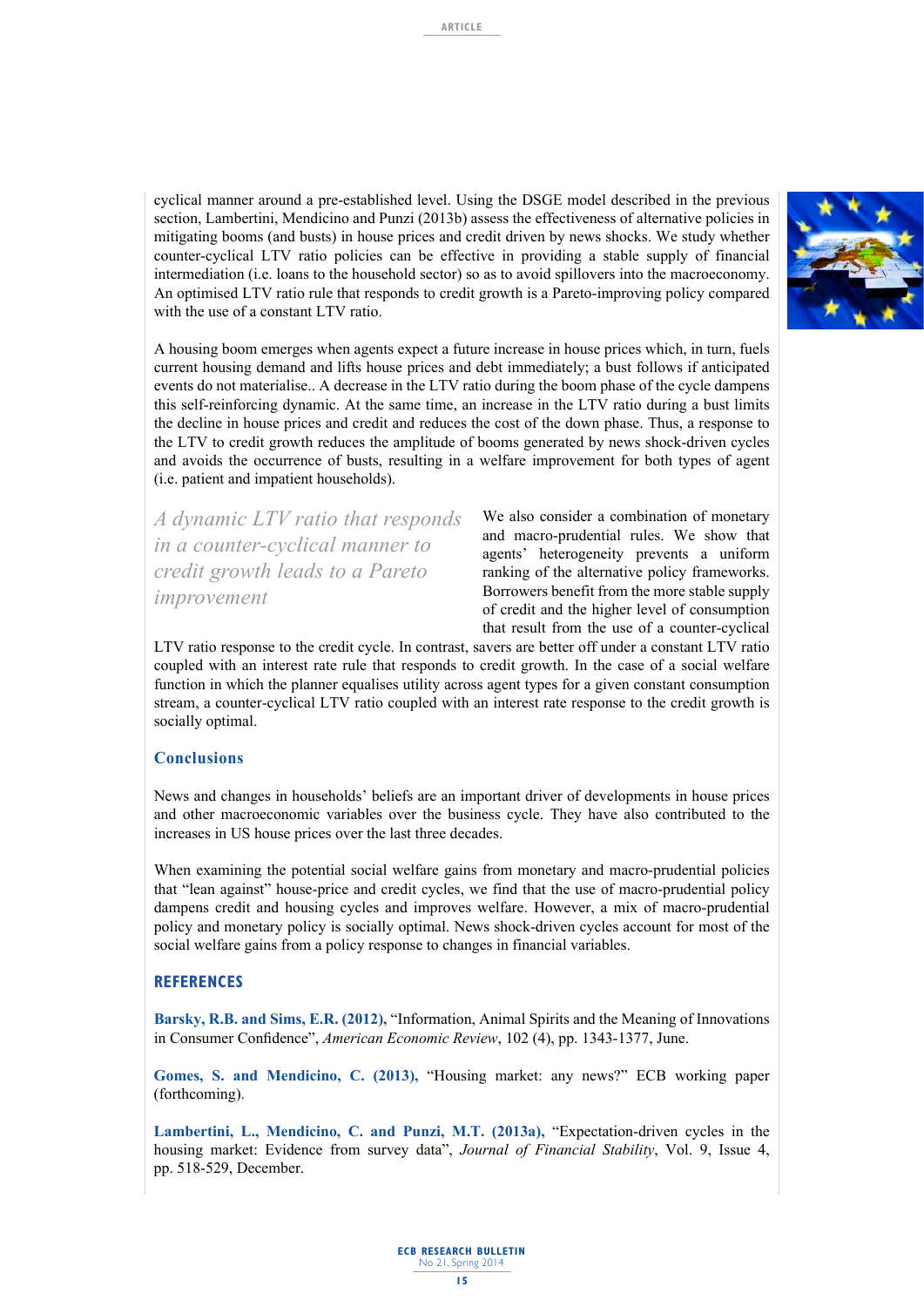cyclical manner around a pre-established level. Using the DSGE model described in the previous section, Lambertini, Mendicino and Punzi (2013b) assess the effectiveness of alternative policies in mitigating booms (and busts) in house prices and credit driven by news shocks. We study whether counter-cyclical LTV ratio policies can be effective in providing a stable supply of financial intermediation (i.e. loans to the household sector) so as to avoid spillovers into the macroeconomy. An optimised LTV ratio rule that responds to credit growth is a Pareto-improving policy compared with the use of a constant LTV ratio.

A housing boom emerges when agents expect a future increase in house prices which, in turn, fuels current housing demand and lifts house prices and debt immediately; a bust follows if anticipated events do not materialise.. A decrease in the LTV ratio during the boom phase of the cycle dampens this self-reinforcing dynamic. At the same time, an increase in the LTV ratio during a bust limits the decline in house prices and credit and reduces the cost of the down phase. Thus, a response to the LTV to credit growth reduces the amplitude of booms generated by news shock-driven cycles and avoids the occurrence of busts, resulting in a welfare improvement for both types of agent (i.e. patient and impatient households).

*A dynamic LTV ratio that responds in a counter-cyclical manner to credit growth leads to a Pareto improvement*

We also consider a combination of monetary and macro-prudential rules. We show that agents' heterogeneity prevents a uniform ranking of the alternative policy frameworks. Borrowers benefit from the more stable supply of credit and the higher level of consumption that result from the use of a counter-cyclical LTV ratio response to the credit cycle. In contrast, savers are better off under a constant LTV ratio coupled with an interest rate rule that responds to credit growth. In the case of a social welfare function in which the planner equalises utility across agent types for a given constant consumption stream, a counter-cyclical LTV ratio coupled with an interest rate response to the credit growth is socially optimal.

## Conclusions

News and changes in households' beliefs are an important driver of developments in house prices and other macroeconomic variables over the business cycle. They have also contributed to the increases in US house prices over the last three decades.

When examining the potential social welfare gains from monetary and macro-prudential policies that "lean against" house-price and credit cycles, we find that the use of macro-prudential policy dampens credit and housing cycles and improves welfare. However, a mix of macro-prudential policy and monetary policy is socially optimal. News shock-driven cycles account for most of the social welfare gains from a policy response to changes in financial variables.

## REFERENCES

**Barsky, R.B. and Sims, E.R. (2012),** "Information, Animal Spirits and the Meaning of Innovations in Consumer Confidence", *American Economic Review*, 102 (4), pp. 1343-1377, June.

**Gomes, S. and Mendicino, C. (2013),** "Housing market: any news?" ECB working paper (forthcoming).

**Lambertini, L., Mendicino, C. and Punzi, M.T. (2013a),** "Expectation-driven cycles in the housing market: Evidence from survey data", *Journal of Financial Stability*, Vol. 9, Issue 4, pp. 518-529, December.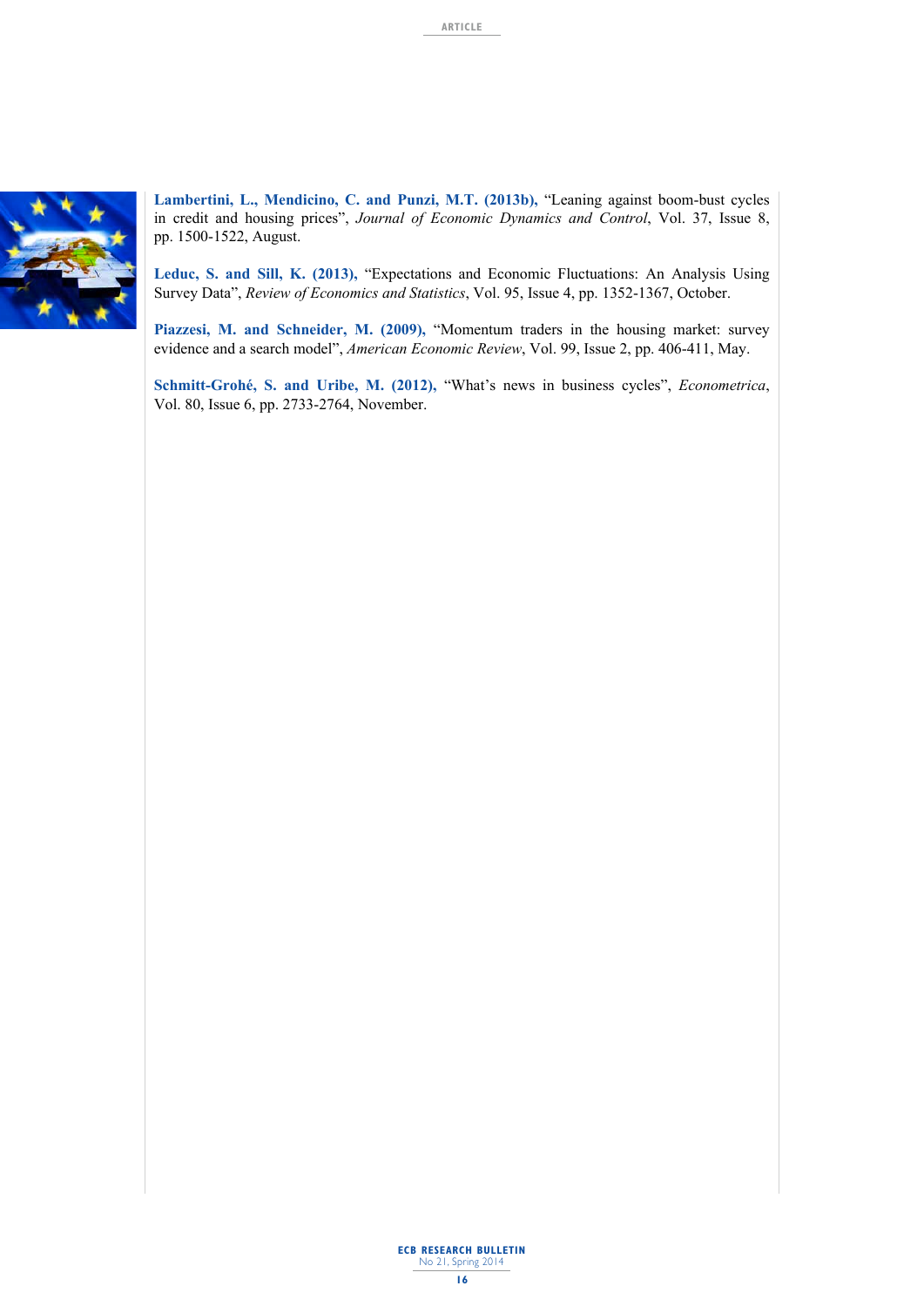**Lambertini, L., Mendicino, C. and Punzi, M.T. (2013b),** "Leaning against boom-bust cycles in credit and housing prices", *Journal of Economic Dynamics and Control*, Vol. 37, Issue 8, pp. 1500-1522, August.

**Leduc, S. and Sill, K. (2013),** "Expectations and Economic Fluctuations: An Analysis Using Survey Data", *Review of Economics and Statistics*, Vol. 95, Issue 4, pp. 1352-1367, October.

**Piazzesi, M. and Schneider, M. (2009),** "Momentum traders in the housing market: survey evidence and a search model", *American Economic Review*, Vol. 99, Issue 2, pp. 406-411, May.

**Schmitt-Grohé, S. and Uribe, M. (2012),** "What's news in business cycles", *Econometrica*, Vol. 80, Issue 6, pp. 2733-2764, November.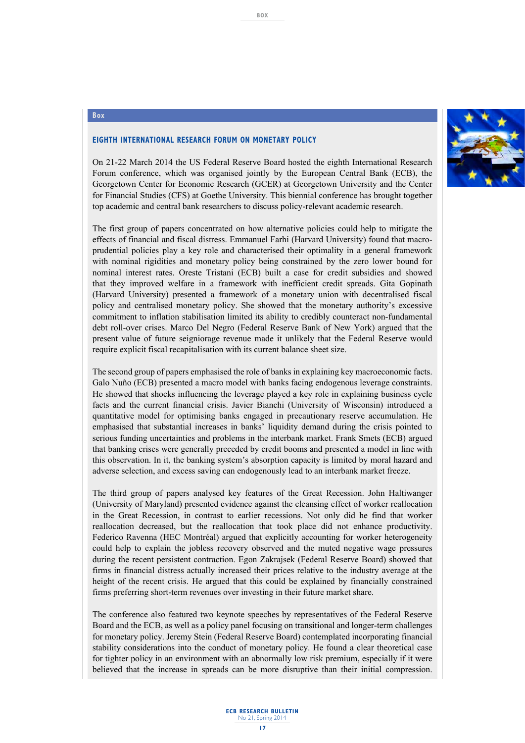Box

## EIGHTH INTERNATIONAL RESEARCH FORUM ON MONETARY POLICY

On 21-22 March 2014 the US Federal Reserve Board hosted the eighth International Research Forum conference, which was organised jointly by the European Central Bank (ECB), the Georgetown Center for Economic Research (GCER) at Georgetown University and the Center for Financial Studies (CFS) at Goethe University. This biennial conference has brought together top academic and central bank researchers to discuss policy-relevant academic research.

The first group of papers concentrated on how alternative policies could help to mitigate the effects of financial and fiscal distress. Emmanuel Farhi (Harvard University) found that macro-prudential policies play a key role and characterised their optimality in a general framework with nominal rigidities and monetary policy being constrained by the zero lower bound for nominal interest rates. Oreste Tristani (ECB) built a case for credit subsidies and showed that they improved welfare in a framework with inefficient credit spreads. Gita Gopinath (Harvard University) presented a framework of a monetary union with decentralised fiscal policy and centralised monetary policy. She showed that the monetary authority's excessive commitment to inflation stabilisation limited its ability to credibly counteract non-fundamental debt roll-over crises. Marco Del Negro (Federal Reserve Bank of New York) argued that the present value of future seigniorage revenue made it unlikely that the Federal Reserve would require explicit fiscal recapitalisation with its current balance sheet size.

The second group of papers emphasised the role of banks in explaining key macroeconomic facts. Galo Nuño (ECB) presented a macro model with banks facing endogenous leverage constraints. He showed that shocks influencing the leverage played a key role in explaining business cycle facts and the current financial crisis. Javier Bianchi (University of Wisconsin) introduced a quantitative model for optimising banks engaged in precautionary reserve accumulation. He emphasised that substantial increases in banks' liquidity demand during the crisis pointed to serious funding uncertainties and problems in the interbank market. Frank Smets (ECB) argued that banking crises were generally preceded by credit booms and presented a model in line with this observation. In it, the banking system's absorption capacity is limited by moral hazard and adverse selection, and excess saving can endogenously lead to an interbank market freeze.

The third group of papers analysed key features of the Great Recession. John Haltiwanger (University of Maryland) presented evidence against the cleansing effect of worker reallocation in the Great Recession, in contrast to earlier recessions. Not only did he find that worker reallocation decreased, but the reallocation that took place did not enhance productivity. Federico Ravenna (HEC Montréal) argued that explicitly accounting for worker heterogeneity could help to explain the jobless recovery observed and the muted negative wage pressures during the recent persistent contraction. Egon Zakrajsek (Federal Reserve Board) showed that firms in financial distress actually increased their prices relative to the industry average at the height of the recent crisis. He argued that this could be explained by financially constrained firms preferring short-term revenues over investing in their future market share.

The conference also featured two keynote speeches by representatives of the Federal Reserve Board and the ECB, as well as a policy panel focusing on transitional and longer-term challenges for monetary policy. Jeremy Stein (Federal Reserve Board) contemplated incorporating financial stability considerations into the conduct of monetary policy. He found a clear theoretical case for tighter policy in an environment with an abnormally low risk premium, especially if it were believed that the increase in spreads can be more disruptive than their initial compression.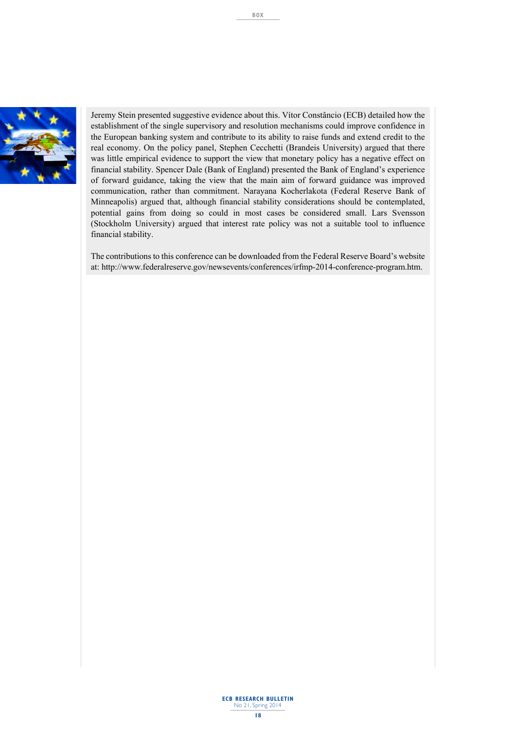Jeremy Stein presented suggestive evidence about this. Vítor Constâncio (ECB) detailed how the establishment of the single supervisory and resolution mechanisms could improve confidence in the European banking system and contribute to its ability to raise funds and extend credit to the real economy. On the policy panel, Stephen Cecchetti (Brandeis University) argued that there was little empirical evidence to support the view that monetary policy has a negative effect on financial stability. Spencer Dale (Bank of England) presented the Bank of England's experience of forward guidance, taking the view that the main aim of forward guidance was improved communication, rather than commitment. Narayana Kocherlakota (Federal Reserve Bank of Minneapolis) argued that, although financial stability considerations should be contemplated, potential gains from doing so could in most cases be considered small. Lars Svensson (Stockholm University) argued that interest rate policy was not a suitable tool to influence financial stability.

The contributions to this conference can be downloaded from the Federal Reserve Board's website at: http://www.federalreserve.gov/newsevents/conferences/irfmp-2014-conference-program.htm.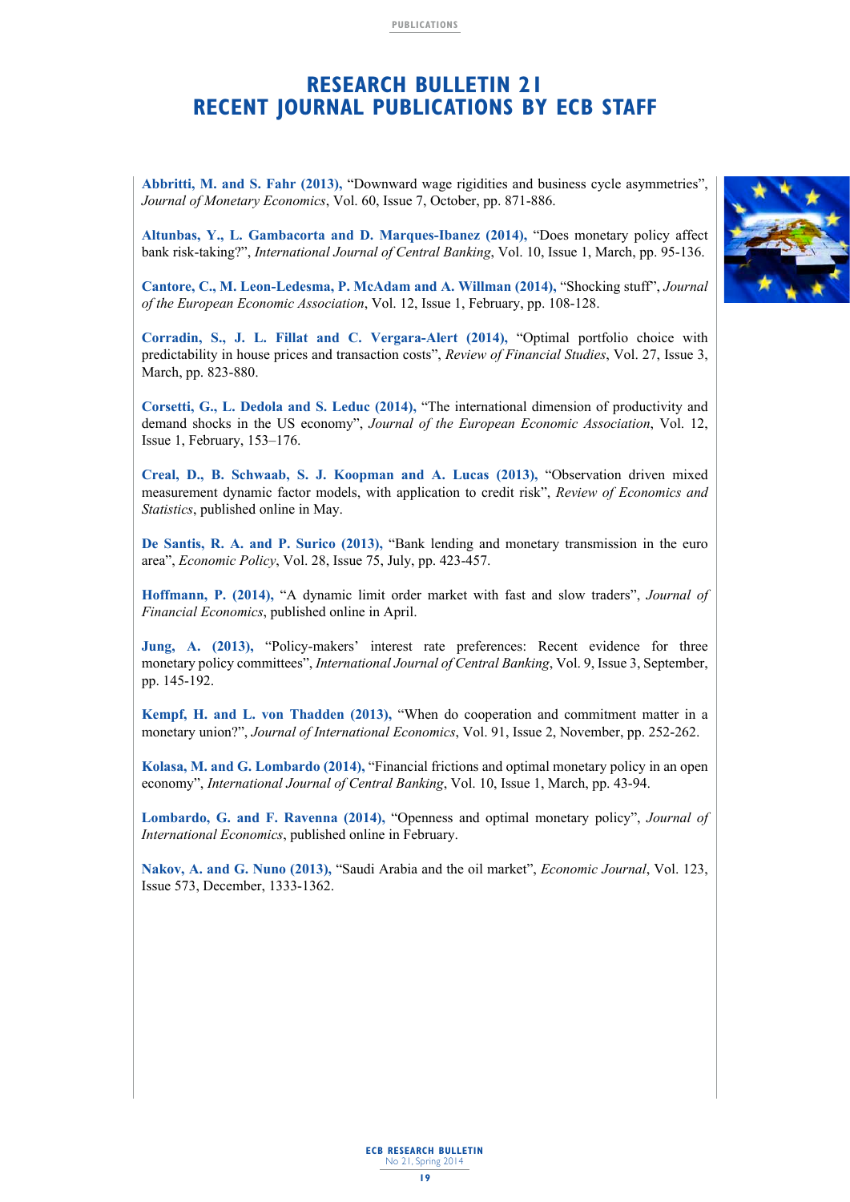# RESEARCH BULLETIN 21 RECENT JOURNAL PUBLICATIONS BY ECB STAFF

**Abbritti, M. and S. Fahr (2013),** "Downward wage rigidities and business cycle asymmetries", *Journal of Monetary Economics*, Vol. 60, Issue 7, October, pp. 871-886.

**Altunbas, Y., L. Gambacorta and D. Marques-Ibanez (2014),** "Does monetary policy affect bank risk-taking?", *International Journal of Central Banking*, Vol. 10, Issue 1, March, pp. 95-136.

**Cantore, C., M. Leon-Ledesma, P. McAdam and A. Willman (2014),** "Shocking stuff", *Journal of the European Economic Association*, Vol. 12, Issue 1, February, pp. 108-128.

**Corradin, S., J. L. Fillat and C. Vergara-Alert (2014),** "Optimal portfolio choice with predictability in house prices and transaction costs", *Review of Financial Studies*, Vol. 27, Issue 3, March, pp. 823-880.

**Corsetti, G., L. Dedola and S. Leduc (2014),** "The international dimension of productivity and demand shocks in the US economy", *Journal of the European Economic Association*, Vol. 12, Issue 1, February, 153–176.

**Creal, D., B. Schwaab, S. J. Koopman and A. Lucas (2013),** "Observation driven mixed measurement dynamic factor models, with application to credit risk", *Review of Economics and Statistics*, published online in May.

**De Santis, R. A. and P. Surico (2013),** "Bank lending and monetary transmission in the euro area", *Economic Policy*, Vol. 28, Issue 75, July, pp. 423-457.

**Hoffmann, P. (2014),** "A dynamic limit order market with fast and slow traders", *Journal of Financial Economics*, published online in April.

**Jung, A. (2013),** "Policy-makers' interest rate preferences: Recent evidence for three monetary policy committees", *International Journal of Central Banking*, Vol. 9, Issue 3, September, pp. 145-192.

**Kempf, H. and L. von Thadden (2013),** "When do cooperation and commitment matter in a monetary union?", *Journal of International Economics*, Vol. 91, Issue 2, November, pp. 252-262.

**Kolasa, M. and G. Lombardo (2014),** "Financial frictions and optimal monetary policy in an open economy", *International Journal of Central Banking*, Vol. 10, Issue 1, March, pp. 43-94.

**Lombardo, G. and F. Ravenna (2014),** "Openness and optimal monetary policy", *Journal of International Economics*, published online in February.

**Nakov, A. and G. Nuno (2013),** "Saudi Arabia and the oil market", *Economic Journal*, Vol. 123, Issue 573, December, 1333-1362.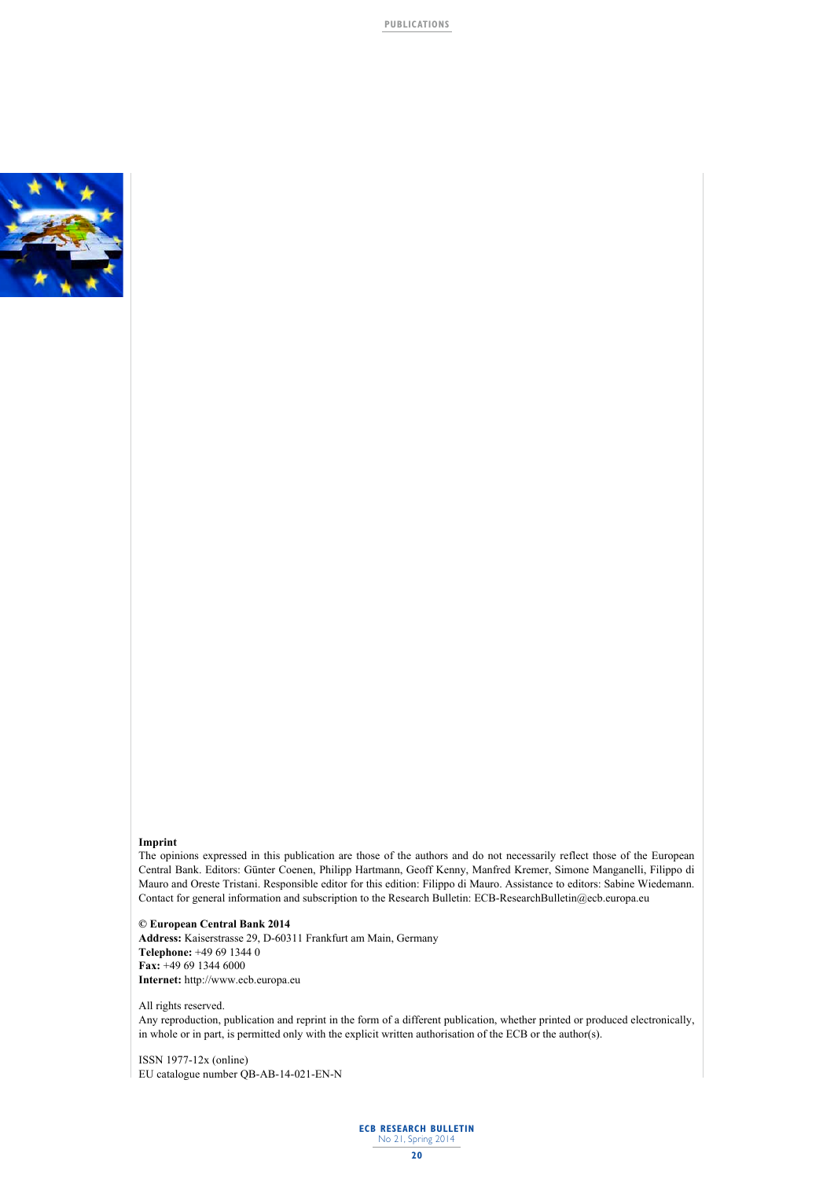**Imprint**

The opinions expressed in this publication are those of the authors and do not necessarily reflect those of the European Central Bank. Editors: Günter Coenen, Philipp Hartmann, Geoff Kenny, Manfred Kremer, Simone Manganelli, Filippo di Mauro and Oreste Tristani. Responsible editor for this edition: Filippo di Mauro. Assistance to editors: Sabine Wiedemann. Contact for general information and subscription to the Research Bulletin: ECB-ResearchBulletin@ecb.europa.eu

**© European Central Bank 2014**
**Address:** Kaiserstrasse 29, D-60311 Frankfurt am Main, Germany
**Telephone:** +49 69 1344 0
**Fax:** +49 69 1344 6000
**Internet:** http://www.ecb.europa.eu

All rights reserved.
Any reproduction, publication and reprint in the form of a different publication, whether printed or produced electronically, in whole or in part, is permitted only with the explicit written authorisation of the ECB or the author(s).

ISSN 1977-12x (online)
EU catalogue number QB-AB-14-021-EN-N